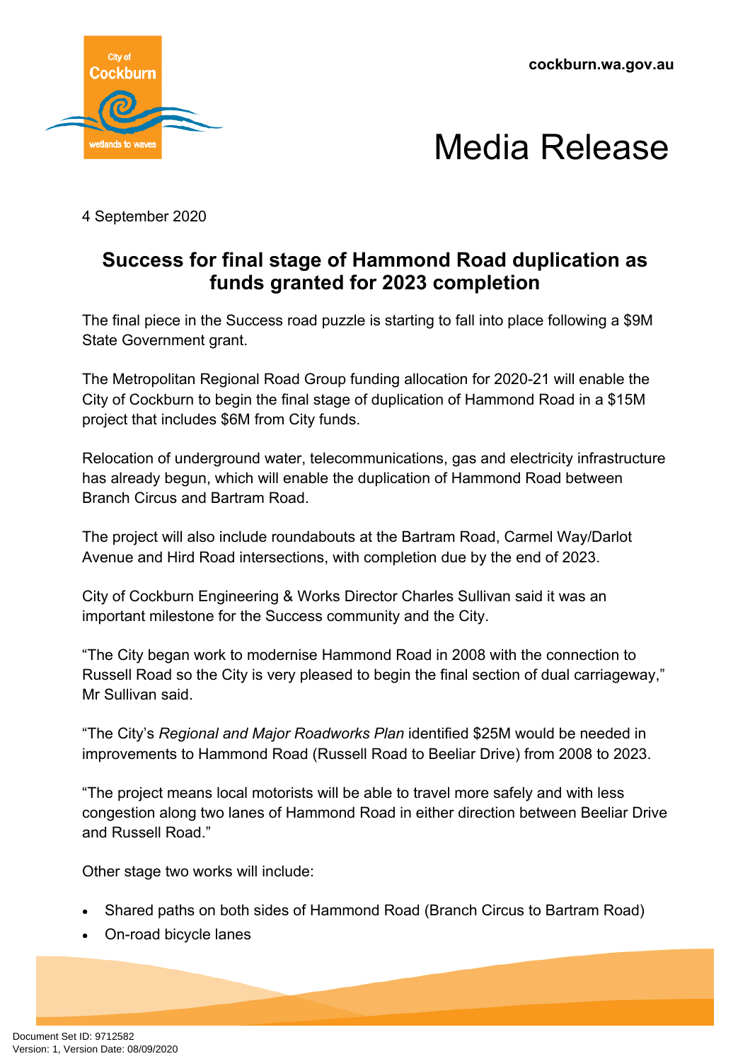cockburn.wa.gov.au

# Media Release

4 September 2020

## Success for final stage of Hammond Road duplication as funds granted for 2023 completion

The final piece in the Success road puzzle is starting to fall into place following a $9M State Government grant.

The Metropolitan Regional Road Group funding allocation for 2020-21 will enable the City of Cockburn to begin the final stage of duplication of Hammond Road in a $15M project that includes $6M from City funds.

Relocation of underground water, telecommunications, gas and electricity infrastructure has already begun, which will enable the duplication of Hammond Road between Branch Circus and Bartram Road.

The project will also include roundabouts at the Bartram Road, Carmel Way/Darlot Avenue and Hird Road intersections, with completion due by the end of 2023.

City of Cockburn Engineering & Works Director Charles Sullivan said it was an important milestone for the Success community and the City.

"The City began work to modernise Hammond Road in 2008 with the connection to Russell Road so the City is very pleased to begin the final section of dual carriageway," Mr Sullivan said.

"The City's *Regional and Major Roadworks Plan* identified $25M would be needed in improvements to Hammond Road (Russell Road to Beeliar Drive) from 2008 to 2023.

"The project means local motorists will be able to travel more safely and with less congestion along two lanes of Hammond Road in either direction between Beeliar Drive and Russell Road."

Other stage two works will include:

- Shared paths on both sides of Hammond Road (Branch Circus to Bartram Road)
- On-road bicycle lanes

Document Set ID: 9712582
Version: 1, Version Date: 08/09/2020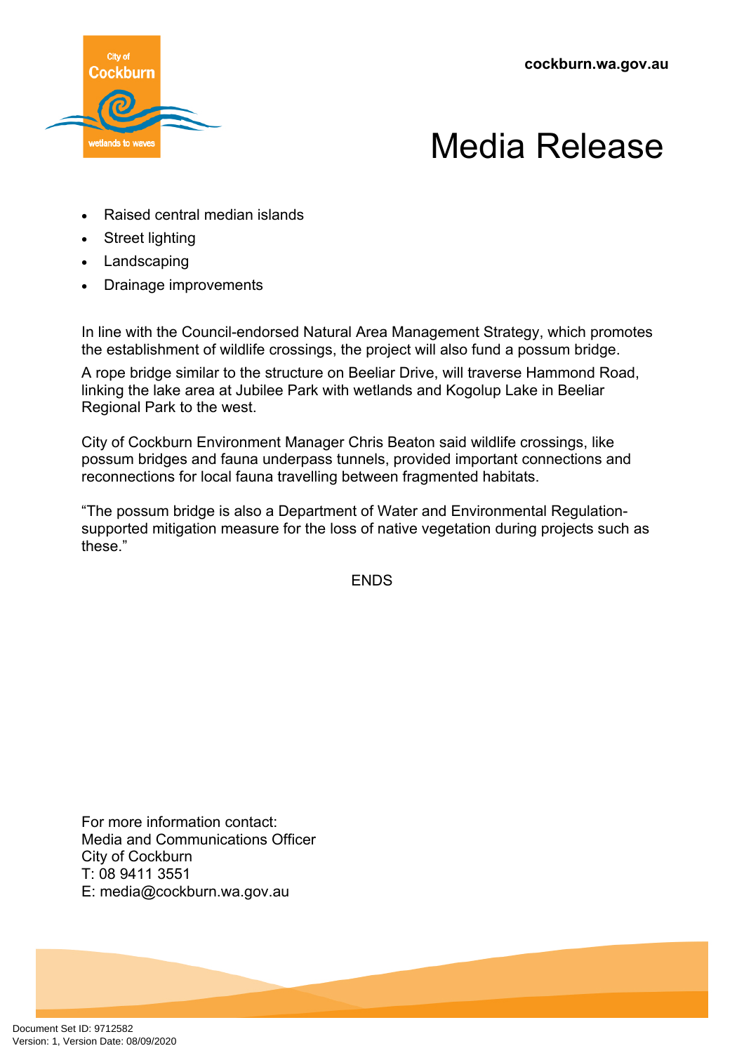- Raised central median islands
- Street lighting
- Landscaping
- Drainage improvements

In line with the Council-endorsed Natural Area Management Strategy, which promotes the establishment of wildlife crossings, the project will also fund a possum bridge.

A rope bridge similar to the structure on Beeliar Drive, will traverse Hammond Road, linking the lake area at Jubilee Park with wetlands and Kogolup Lake in Beeliar Regional Park to the west.

City of Cockburn Environment Manager Chris Beaton said wildlife crossings, like possum bridges and fauna underpass tunnels, provided important connections and reconnections for local fauna travelling between fragmented habitats.

"The possum bridge is also a Department of Water and Environmental Regulation-supported mitigation measure for the loss of native vegetation during projects such as these."

ENDS

For more information contact:
Media and Communications Officer
City of Cockburn
T: 08 9411 3551
E: media@cockburn.wa.gov.au

Document Set ID: 9712582
Version: 1, Version Date: 08/09/2020